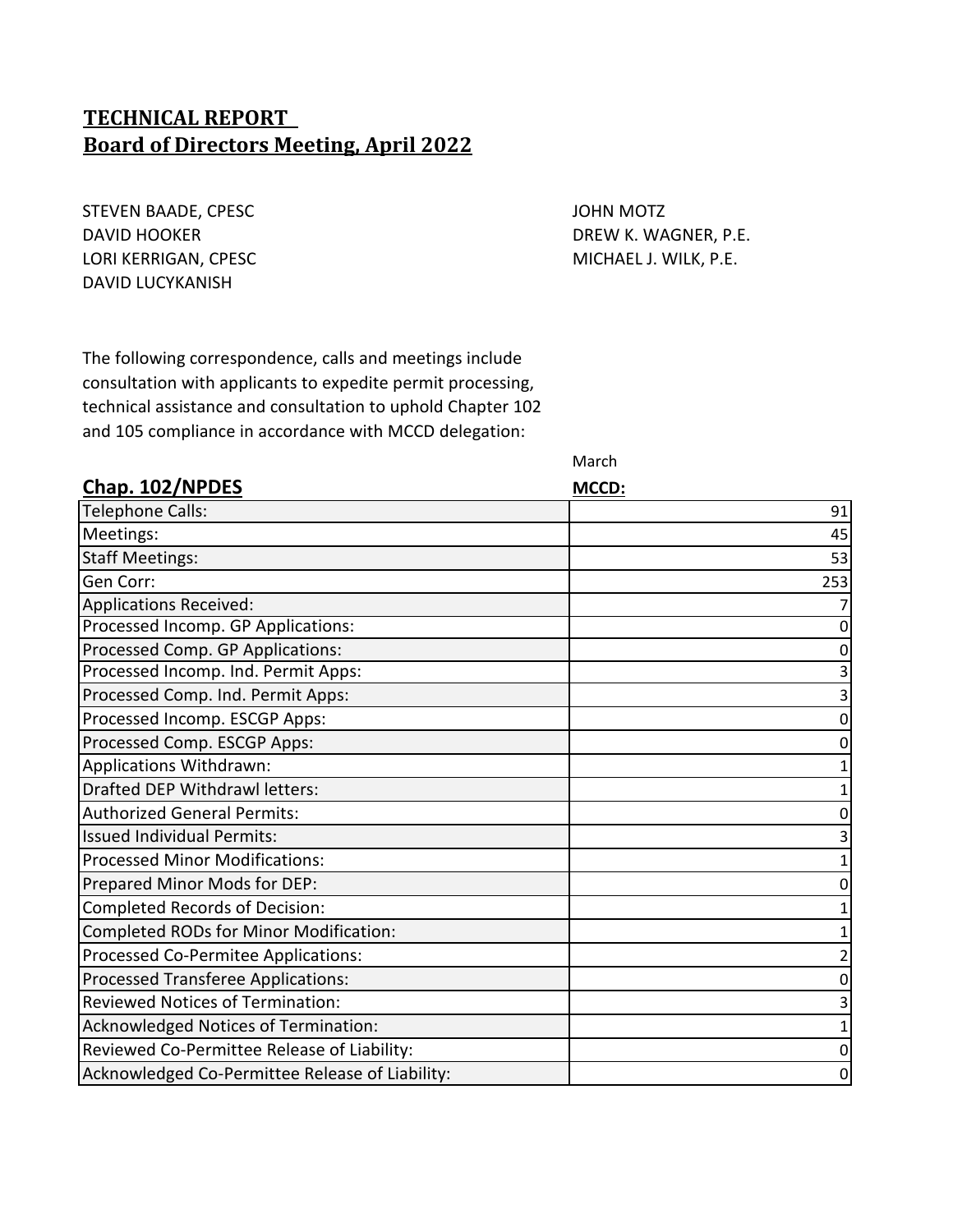## TECHNICAL REPORT
## Board of Directors Meeting, April 2022

STEVEN BAADE, CPESC
DAVID HOOKER
LORI KERRIGAN, CPESC
DAVID LUCYKANISH
JOHN MOTZ
DREW K. WAGNER, P.E.
MICHAEL J. WILK, P.E.

The following correspondence, calls and meetings include consultation with applicants to expedite permit processing, technical assistance and consultation to uphold Chapter 102 and 105 compliance in accordance with MCCD delegation:

| **Chap. 102/NPDES** | March<br>**MCCD:** |
|---|---|
| Telephone Calls: | 91 |
| Meetings: | 45 |
| Staff Meetings: | 53 |
| Gen Corr: | 253 |
| Applications Received: | 7 |
| Processed Incomp. GP Applications: | 0 |
| Processed Comp. GP Applications: | 0 |
| Processed Incomp. Ind. Permit Apps: | 3 |
| Processed Comp. Ind. Permit Apps: | 3 |
| Processed Incomp. ESCGP Apps: | 0 |
| Processed Comp. ESCGP Apps: | 0 |
| Applications Withdrawn: | 1 |
| Drafted DEP Withdrawl letters: | 1 |
| Authorized General Permits: | 0 |
| Issued Individual Permits: | 3 |
| Processed Minor Modifications: | 1 |
| Prepared Minor Mods for DEP: | 0 |
| Completed Records of Decision: | 1 |
| Completed RODs for Minor Modification: | 1 |
| Processed Co-Permitee Applications: | 2 |
| Processed Transferee Applications: | 0 |
| Reviewed Notices of Termination: | 3 |
| Acknowledged Notices of Termination: | 1 |
| Reviewed Co-Permittee Release of Liability: | 0 |
| Acknowledged Co-Permittee Release of Liability: | 0 |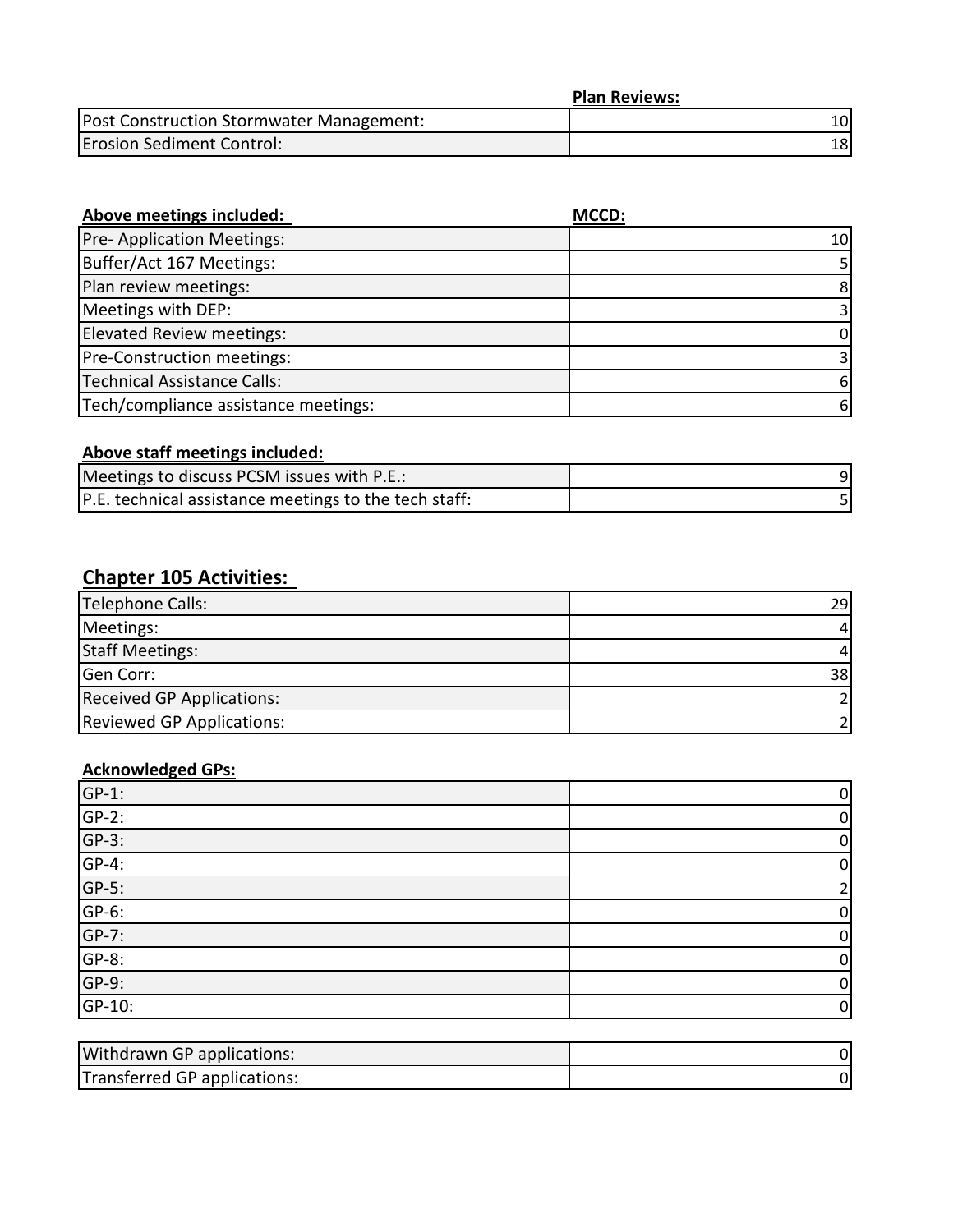| | Plan Reviews: |
|---|---|
| Post Construction Stormwater Management: | 10 |
| Erosion Sediment Control: | 18 |

| Above meetings included: | MCCD: |
|---|---|
| Pre- Application Meetings: | 10 |
| Buffer/Act 167 Meetings: | 5 |
| Plan review meetings: | 8 |
| Meetings with DEP: | 3 |
| Elevated Review meetings: | 0 |
| Pre-Construction meetings: | 3 |
| Technical Assistance Calls: | 6 |
| Tech/compliance assistance meetings: | 6 |

**Above staff meetings included:**

| | |
|---|---|
| Meetings to discuss PCSM issues with P.E.: | 9 |
| P.E. technical assistance meetings to the tech staff: | 5 |

## Chapter 105 Activities:

| | |
|---|---|
| Telephone Calls: | 29 |
| Meetings: | 4 |
| Staff Meetings: | 4 |
| Gen Corr: | 38 |
| Received GP Applications: | 2 |
| Reviewed GP Applications: | 2 |

**Acknowledged GPs:**

| | |
|---|---|
| GP-1: | 0 |
| GP-2: | 0 |
| GP-3: | 0 |
| GP-4: | 0 |
| GP-5: | 2 |
| GP-6: | 0 |
| GP-7: | 0 |
| GP-8: | 0 |
| GP-9: | 0 |
| GP-10: | 0 |

| | |
|---|---|
| Withdrawn GP applications: | 0 |
| Transferred GP applications: | 0 |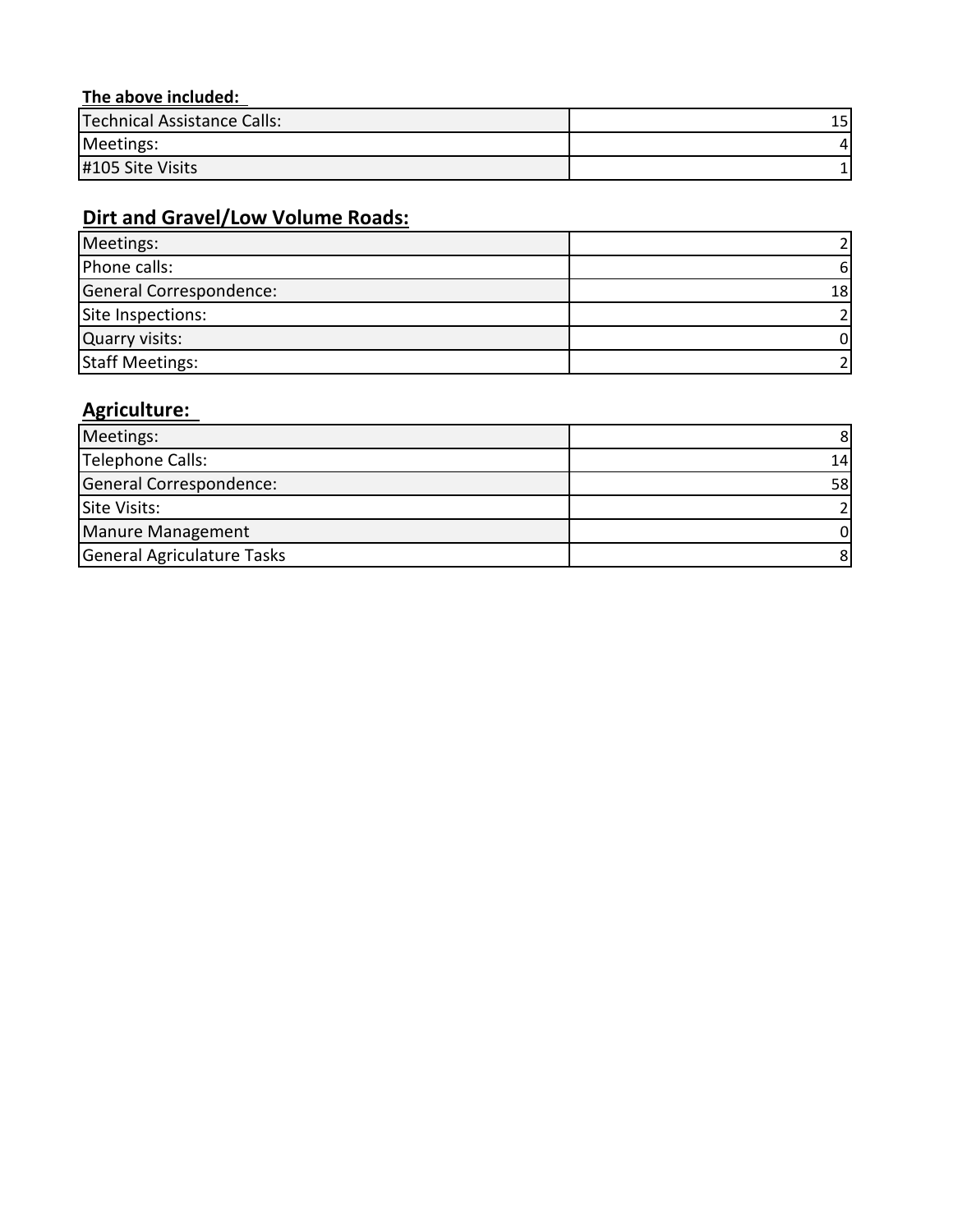**The above included:**

| | |
|---|---|
| Technical Assistance Calls: | 15 |
| Meetings: | 4 |
| #105 Site Visits | 1 |

## Dirt and Gravel/Low Volume Roads:

| | |
|---|---|
| Meetings: | 2 |
| Phone calls: | 6 |
| General Correspondence: | 18 |
| Site Inspections: | 2 |
| Quarry visits: | 0 |
| Staff Meetings: | 2 |

## Agriculture:

| | |
|---|---|
| Meetings: | 8 |
| Telephone Calls: | 14 |
| General Correspondence: | 58 |
| Site Visits: | 2 |
| Manure Management | 0 |
| General Agriculature Tasks | 8 |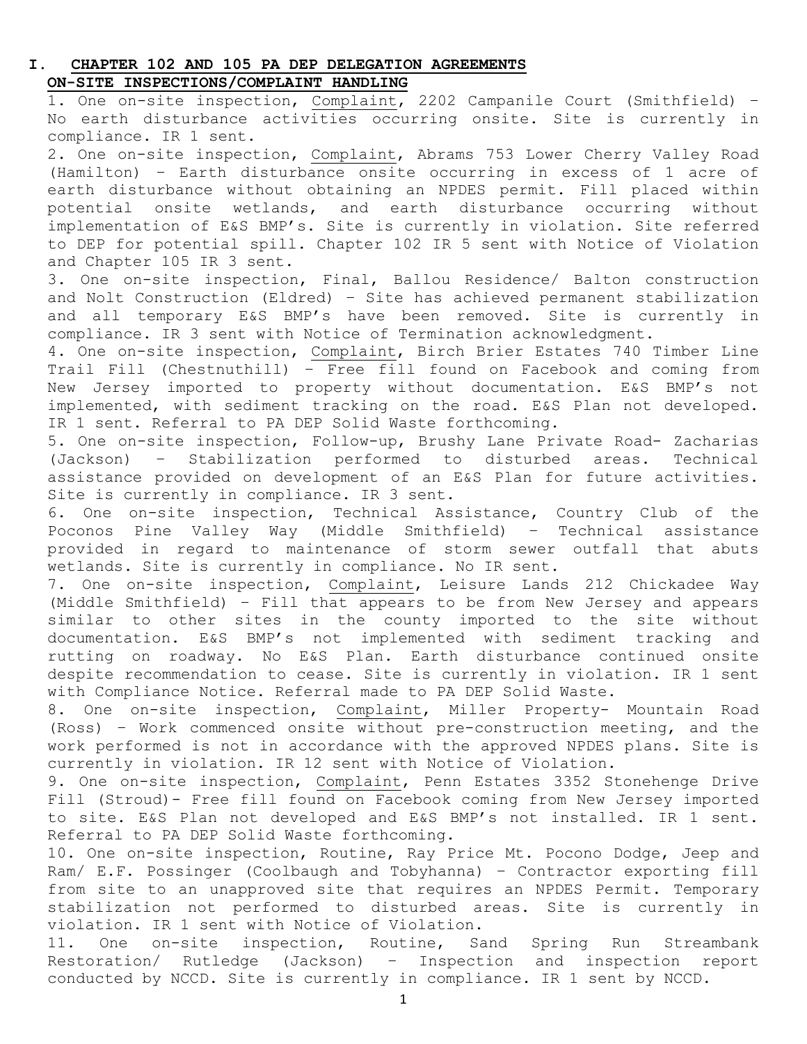## I. CHAPTER 102 AND 105 PA DEP DELEGATION AGREEMENTS

### ON-SITE INSPECTIONS/COMPLAINT HANDLING

1. One on-site inspection, Complaint, 2202 Campanile Court (Smithfield) – No earth disturbance activities occurring onsite. Site is currently in compliance. IR 1 sent.
2. One on-site inspection, Complaint, Abrams 753 Lower Cherry Valley Road (Hamilton) – Earth disturbance onsite occurring in excess of 1 acre of earth disturbance without obtaining an NPDES permit. Fill placed within potential onsite wetlands, and earth disturbance occurring without implementation of E&S BMP's. Site is currently in violation. Site referred to DEP for potential spill. Chapter 102 IR 5 sent with Notice of Violation and Chapter 105 IR 3 sent.
3. One on-site inspection, Final, Ballou Residence/ Balton construction and Nolt Construction (Eldred) – Site has achieved permanent stabilization and all temporary E&S BMP's have been removed. Site is currently in compliance. IR 3 sent with Notice of Termination acknowledgment.
4. One on-site inspection, Complaint, Birch Brier Estates 740 Timber Line Trail Fill (Chestnuthill) – Free fill found on Facebook and coming from New Jersey imported to property without documentation. E&S BMP's not implemented, with sediment tracking on the road. E&S Plan not developed. IR 1 sent. Referral to PA DEP Solid Waste forthcoming.
5. One on-site inspection, Follow-up, Brushy Lane Private Road- Zacharias (Jackson) – Stabilization performed to disturbed areas. Technical assistance provided on development of an E&S Plan for future activities. Site is currently in compliance. IR 3 sent.
6. One on-site inspection, Technical Assistance, Country Club of the Poconos Pine Valley Way (Middle Smithfield) – Technical assistance provided in regard to maintenance of storm sewer outfall that abuts wetlands. Site is currently in compliance. No IR sent.
7. One on-site inspection, Complaint, Leisure Lands 212 Chickadee Way (Middle Smithfield) – Fill that appears to be from New Jersey and appears similar to other sites in the county imported to the site without documentation. E&S BMP's not implemented with sediment tracking and rutting on roadway. No E&S Plan. Earth disturbance continued onsite despite recommendation to cease. Site is currently in violation. IR 1 sent with Compliance Notice. Referral made to PA DEP Solid Waste.
8. One on-site inspection, Complaint, Miller Property- Mountain Road (Ross) – Work commenced onsite without pre-construction meeting, and the work performed is not in accordance with the approved NPDES plans. Site is currently in violation. IR 12 sent with Notice of Violation.
9. One on-site inspection, Complaint, Penn Estates 3352 Stonehenge Drive Fill (Stroud)- Free fill found on Facebook coming from New Jersey imported to site. E&S Plan not developed and E&S BMP's not installed. IR 1 sent. Referral to PA DEP Solid Waste forthcoming.
10. One on-site inspection, Routine, Ray Price Mt. Pocono Dodge, Jeep and Ram/ E.F. Possinger (Coolbaugh and Tobyhanna) – Contractor exporting fill from site to an unapproved site that requires an NPDES Permit. Temporary stabilization not performed to disturbed areas. Site is currently in violation. IR 1 sent with Notice of Violation.
11. One on-site inspection, Routine, Sand Spring Run Streambank Restoration/ Rutledge (Jackson) – Inspection and inspection report conducted by NCCD. Site is currently in compliance. IR 1 sent by NCCD.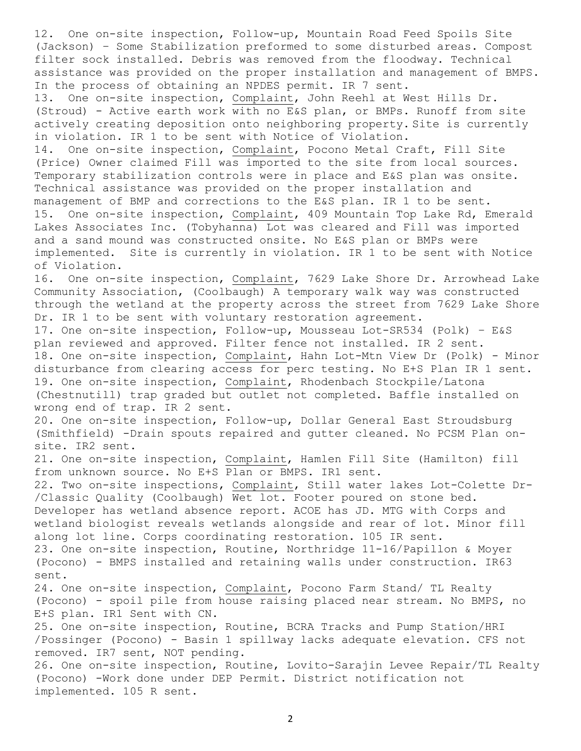12. One on-site inspection, Follow-up, Mountain Road Feed Spoils Site (Jackson) – Some Stabilization preformed to some disturbed areas. Compost filter sock installed. Debris was removed from the floodway. Technical assistance was provided on the proper installation and management of BMPS. In the process of obtaining an NPDES permit. IR 7 sent.
13. One on-site inspection, Complaint, John Reehl at West Hills Dr. (Stroud) - Active earth work with no E&S plan, or BMPs. Runoff from site actively creating deposition onto neighboring property. Site is currently in violation. IR 1 to be sent with Notice of Violation.
14. One on-site inspection, Complaint, Pocono Metal Craft, Fill Site (Price) Owner claimed Fill was imported to the site from local sources. Temporary stabilization controls were in place and E&S plan was onsite. Technical assistance was provided on the proper installation and management of BMP and corrections to the E&S plan. IR 1 to be sent.
15. One on-site inspection, Complaint, 409 Mountain Top Lake Rd, Emerald Lakes Associates Inc. (Tobyhanna) Lot was cleared and Fill was imported and a sand mound was constructed onsite. No E&S plan or BMPs were implemented. Site is currently in violation. IR 1 to be sent with Notice of Violation.
16. One on-site inspection, Complaint, 7629 Lake Shore Dr. Arrowhead Lake Community Association, (Coolbaugh) A temporary walk way was constructed through the wetland at the property across the street from 7629 Lake Shore Dr. IR 1 to be sent with voluntary restoration agreement.
17. One on-site inspection, Follow-up, Mousseau Lot-SR534 (Polk) – E&S plan reviewed and approved. Filter fence not installed. IR 2 sent.
18. One on-site inspection, Complaint, Hahn Lot-Mtn View Dr (Polk) - Minor disturbance from clearing access for perc testing. No E+S Plan IR 1 sent.
19. One on-site inspection, Complaint, Rhodenbach Stockpile/Latona (Chestnutill) trap graded but outlet not completed. Baffle installed on wrong end of trap. IR 2 sent.
20. One on-site inspection, Follow-up, Dollar General East Stroudsburg (Smithfield) -Drain spouts repaired and gutter cleaned. No PCSM Plan on-site. IR2 sent.
21. One on-site inspection, Complaint, Hamlen Fill Site (Hamilton) fill from unknown source. No E+S Plan or BMPS. IR1 sent.
22. Two on-site inspections, Complaint, Still water lakes Lot-Colette Dr-/Classic Quality (Coolbaugh) Wet lot. Footer poured on stone bed. Developer has wetland absence report. ACOE has JD. MTG with Corps and wetland biologist reveals wetlands alongside and rear of lot. Minor fill along lot line. Corps coordinating restoration. 105 IR sent.
23. One on-site inspection, Routine, Northridge 11-16/Papillon & Moyer (Pocono) - BMPS installed and retaining walls under construction. IR63 sent.
24. One on-site inspection, Complaint, Pocono Farm Stand/ TL Realty (Pocono) - spoil pile from house raising placed near stream. No BMPS, no E+S plan. IR1 Sent with CN.
25. One on-site inspection, Routine, BCRA Tracks and Pump Station/HRI /Possinger (Pocono) - Basin 1 spillway lacks adequate elevation. CFS not removed. IR7 sent, NOT pending.
26. One on-site inspection, Routine, Lovito-Sarajin Levee Repair/TL Realty (Pocono) -Work done under DEP Permit. District notification not implemented. 105 R sent.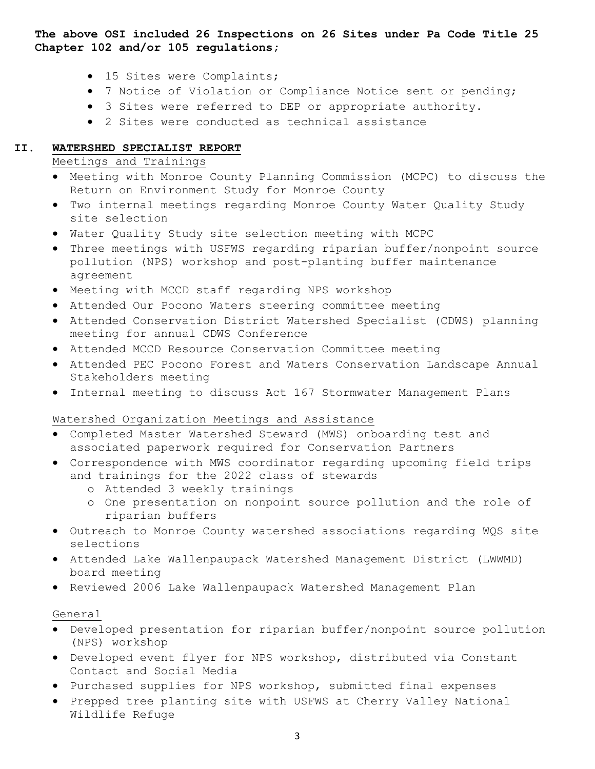**The above OSI included 26 Inspections on 26 Sites under Pa Code Title 25 Chapter 102 and/or 105 regulations;**

- 15 Sites were Complaints;
- 7 Notice of Violation or Compliance Notice sent or pending;
- 3 Sites were referred to DEP or appropriate authority.
- 2 Sites were conducted as technical assistance

## II. WATERSHED SPECIALIST REPORT

Meetings and Trainings

- Meeting with Monroe County Planning Commission (MCPC) to discuss the Return on Environment Study for Monroe County
- Two internal meetings regarding Monroe County Water Quality Study site selection
- Water Quality Study site selection meeting with MCPC
- Three meetings with USFWS regarding riparian buffer/nonpoint source pollution (NPS) workshop and post-planting buffer maintenance agreement
- Meeting with MCCD staff regarding NPS workshop
- Attended Our Pocono Waters steering committee meeting
- Attended Conservation District Watershed Specialist (CDWS) planning meeting for annual CDWS Conference
- Attended MCCD Resource Conservation Committee meeting
- Attended PEC Pocono Forest and Waters Conservation Landscape Annual Stakeholders meeting
- Internal meeting to discuss Act 167 Stormwater Management Plans

Watershed Organization Meetings and Assistance

- Completed Master Watershed Steward (MWS) onboarding test and associated paperwork required for Conservation Partners
- Correspondence with MWS coordinator regarding upcoming field trips and trainings for the 2022 class of stewards
  - Attended 3 weekly trainings
  - One presentation on nonpoint source pollution and the role of riparian buffers
- Outreach to Monroe County watershed associations regarding WQS site selections
- Attended Lake Wallenpaupack Watershed Management District (LWWMD) board meeting
- Reviewed 2006 Lake Wallenpaupack Watershed Management Plan

General

- Developed presentation for riparian buffer/nonpoint source pollution (NPS) workshop
- Developed event flyer for NPS workshop, distributed via Constant Contact and Social Media
- Purchased supplies for NPS workshop, submitted final expenses
- Prepped tree planting site with USFWS at Cherry Valley National Wildlife Refuge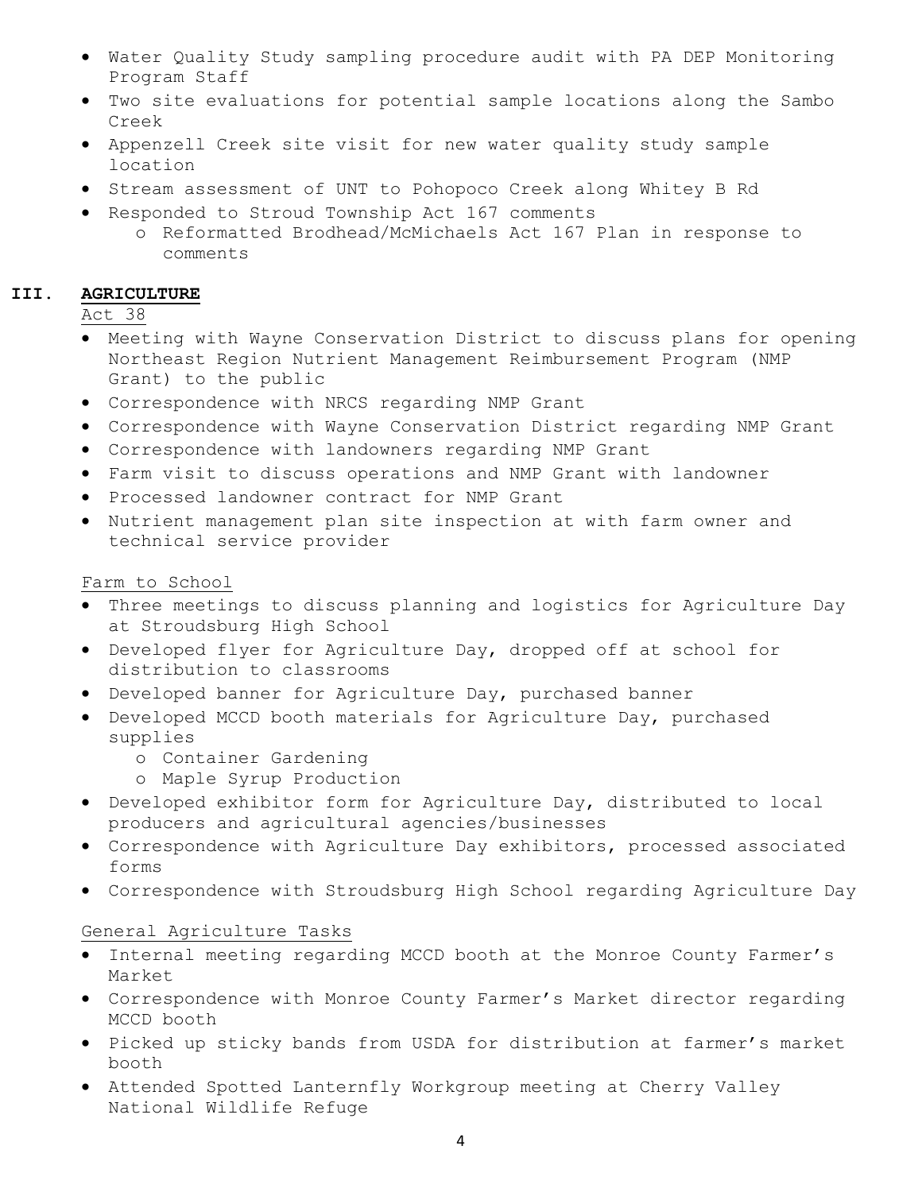- Water Quality Study sampling procedure audit with PA DEP Monitoring Program Staff
- Two site evaluations for potential sample locations along the Sambo Creek
- Appenzell Creek site visit for new water quality study sample location
- Stream assessment of UNT to Pohopoco Creek along Whitey B Rd
- Responded to Stroud Township Act 167 comments
  - Reformatted Brodhead/McMichaels Act 167 Plan in response to comments

## III. AGRICULTURE

Act 38

- Meeting with Wayne Conservation District to discuss plans for opening Northeast Region Nutrient Management Reimbursement Program (NMP Grant) to the public
- Correspondence with NRCS regarding NMP Grant
- Correspondence with Wayne Conservation District regarding NMP Grant
- Correspondence with landowners regarding NMP Grant
- Farm visit to discuss operations and NMP Grant with landowner
- Processed landowner contract for NMP Grant
- Nutrient management plan site inspection at with farm owner and technical service provider

Farm to School

- Three meetings to discuss planning and logistics for Agriculture Day at Stroudsburg High School
- Developed flyer for Agriculture Day, dropped off at school for distribution to classrooms
- Developed banner for Agriculture Day, purchased banner
- Developed MCCD booth materials for Agriculture Day, purchased supplies
  - Container Gardening
  - Maple Syrup Production
- Developed exhibitor form for Agriculture Day, distributed to local producers and agricultural agencies/businesses
- Correspondence with Agriculture Day exhibitors, processed associated forms
- Correspondence with Stroudsburg High School regarding Agriculture Day

General Agriculture Tasks

- Internal meeting regarding MCCD booth at the Monroe County Farmer's Market
- Correspondence with Monroe County Farmer's Market director regarding MCCD booth
- Picked up sticky bands from USDA for distribution at farmer's market booth
- Attended Spotted Lanternfly Workgroup meeting at Cherry Valley National Wildlife Refuge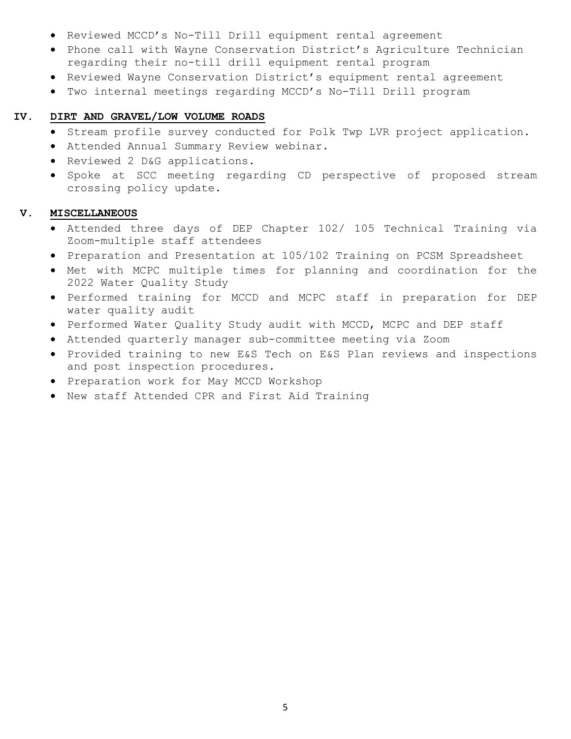- Reviewed MCCD's No-Till Drill equipment rental agreement
- Phone call with Wayne Conservation District's Agriculture Technician regarding their no-till drill equipment rental program
- Reviewed Wayne Conservation District's equipment rental agreement
- Two internal meetings regarding MCCD's No-Till Drill program

## IV. DIRT AND GRAVEL/LOW VOLUME ROADS

- Stream profile survey conducted for Polk Twp LVR project application.
- Attended Annual Summary Review webinar.
- Reviewed 2 D&G applications.
- Spoke at SCC meeting regarding CD perspective of proposed stream crossing policy update.

## V. MISCELLANEOUS

- Attended three days of DEP Chapter 102/ 105 Technical Training via Zoom-multiple staff attendees
- Preparation and Presentation at 105/102 Training on PCSM Spreadsheet
- Met with MCPC multiple times for planning and coordination for the 2022 Water Quality Study
- Performed training for MCCD and MCPC staff in preparation for DEP water quality audit
- Performed Water Quality Study audit with MCCD, MCPC and DEP staff
- Attended quarterly manager sub-committee meeting via Zoom
- Provided training to new E&S Tech on E&S Plan reviews and inspections and post inspection procedures.
- Preparation work for May MCCD Workshop
- New staff Attended CPR and First Aid Training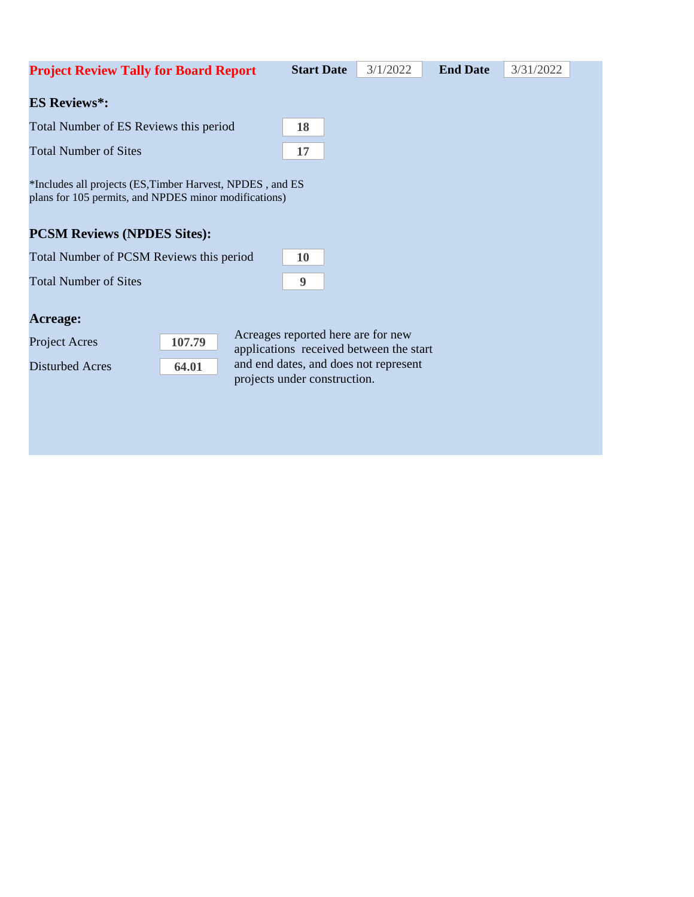## Project Review Tally for Board Report

**Start Date** 3/1/2022 **End Date** 3/31/2022

### ES Reviews*:

| | |
|---|---|
| Total Number of ES Reviews this period | **18** |
| Total Number of Sites | **17** |

*Includes all projects (ES,Timber Harvest, NPDES , and ES plans for 105 permits, and NPDES minor modifications)

### PCSM Reviews (NPDES Sites):

| | |
|---|---|
| Total Number of PCSM Reviews this period | **10** |
| Total Number of Sites | **9** |

### Acreage:

| | |
|---|---|
| Project Acres | **107.79** |
| Disturbed Acres | **64.01** |

Acreages reported here are for new applications received between the start and end dates, and does not represent projects under construction.